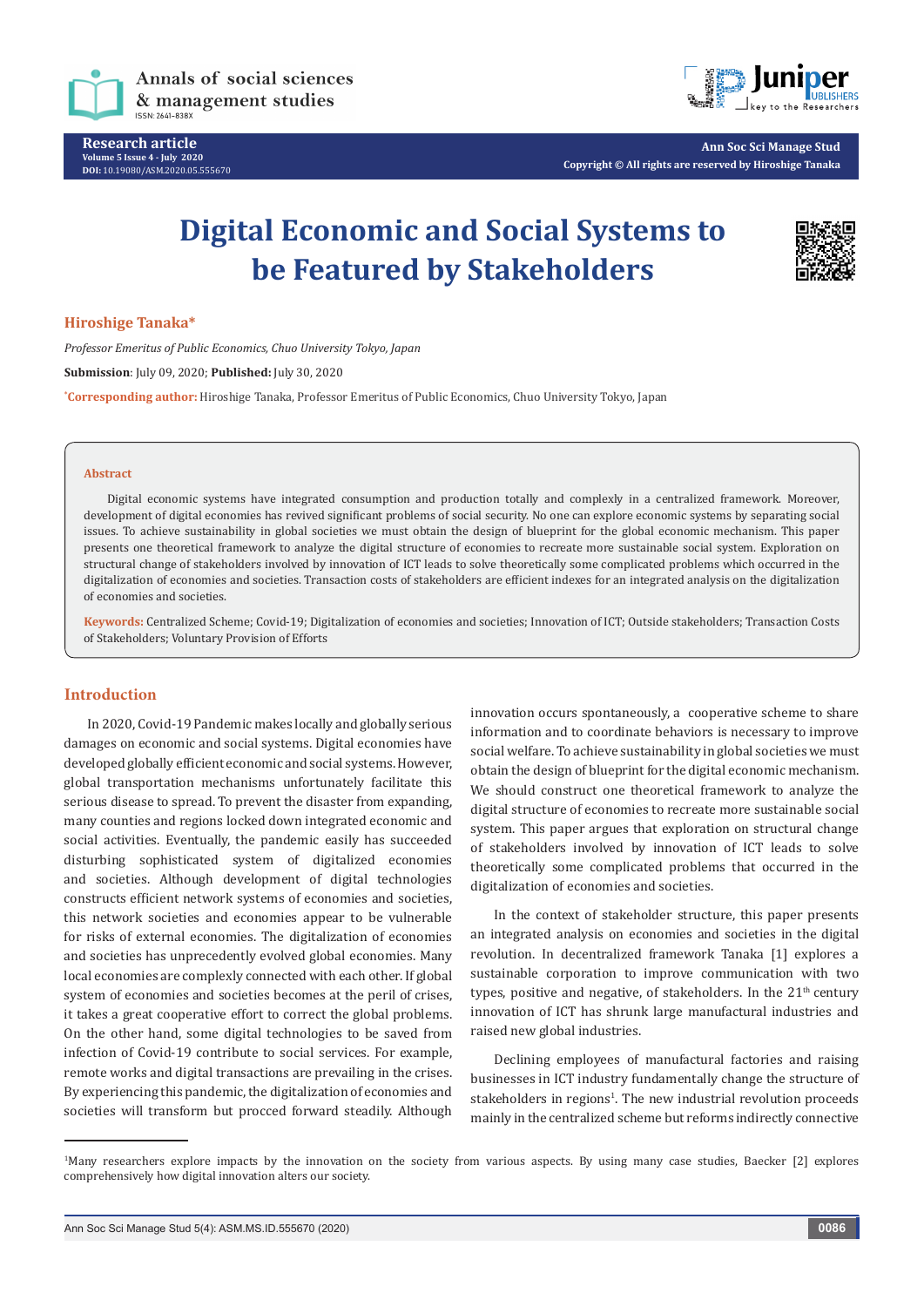Research article

Volume 5 Issue 4 - July 2020

DOI: 10.19080/ASM.2020.05.555670

Ann Soc Sci Manage Stud

Copyright © All rights are reserved by Hiroshige Tanaka

# Digital Economic and Social Systems to be Featured by Stakeholders

**Hiroshige Tanaka***

*Professor Emeritus of Public Economics, Chuo University Tokyo, Japan*

**Submission**: July 09, 2020; **Published:** July 30, 2020

***Corresponding author:** Hiroshige Tanaka, Professor Emeritus of Public Economics, Chuo University Tokyo, Japan

## Abstract

Digital economic systems have integrated consumption and production totally and complexly in a centralized framework. Moreover, development of digital economies has revived significant problems of social security. No one can explore economic systems by separating social issues. To achieve sustainability in global societies we must obtain the design of blueprint for the global economic mechanism. This paper presents one theoretical framework to analyze the digital structure of economies to recreate more sustainable social system. Exploration on structural change of stakeholders involved by innovation of ICT leads to solve theoretically some complicated problems which occurred in the digitalization of economies and societies. Transaction costs of stakeholders are efficient indexes for an integrated analysis on the digitalization of economies and societies.

**Keywords:** Centralized Scheme; Covid-19; Digitalization of economies and societies; Innovation of ICT; Outside stakeholders; Transaction Costs of Stakeholders; Voluntary Provision of Efforts

## Introduction

In 2020, Covid-19 Pandemic makes locally and globally serious damages on economic and social systems. Digital economies have developed globally efficient economic and social systems. However, global transportation mechanisms unfortunately facilitate this serious disease to spread. To prevent the disaster from expanding, many counties and regions locked down integrated economic and social activities. Eventually, the pandemic easily has succeeded disturbing sophisticated system of digitalized economies and societies. Although development of digital technologies constructs efficient network systems of economies and societies, this network societies and economies appear to be vulnerable for risks of external economies. The digitalization of economies and societies has unprecedentedly evolved global economies. Many local economies are complexly connected with each other. If global system of economies and societies becomes at the peril of crises, it takes a great cooperative effort to correct the global problems. On the other hand, some digital technologies to be saved from infection of Covid-19 contribute to social services. For example, remote works and digital transactions are prevailing in the crises. By experiencing this pandemic, the digitalization of economies and societies will transform but procced forward steadily. Although innovation occurs spontaneously, a cooperative scheme to share information and to coordinate behaviors is necessary to improve social welfare. To achieve sustainability in global societies we must obtain the design of blueprint for the digital economic mechanism. We should construct one theoretical framework to analyze the digital structure of economies to recreate more sustainable social system. This paper argues that exploration on structural change of stakeholders involved by innovation of ICT leads to solve theoretically some complicated problems that occurred in the digitalization of economies and societies.

In the context of stakeholder structure, this paper presents an integrated analysis on economies and societies in the digital revolution. In decentralized framework Tanaka [1] explores a sustainable corporation to improve communication with two types, positive and negative, of stakeholders. In the 21st century innovation of ICT has shrunk large manufactural industries and raised new global industries.

Declining employees of manufactural factories and raising businesses in ICT industry fundamentally change the structure of stakeholders in regions[1]. The new industrial revolution proceeds mainly in the centralized scheme but reforms indirectly connective

[1]Many researchers explore impacts by the innovation on the society from various aspects. By using many case studies, Baecker [2] explores comprehensively how digital innovation alters our society.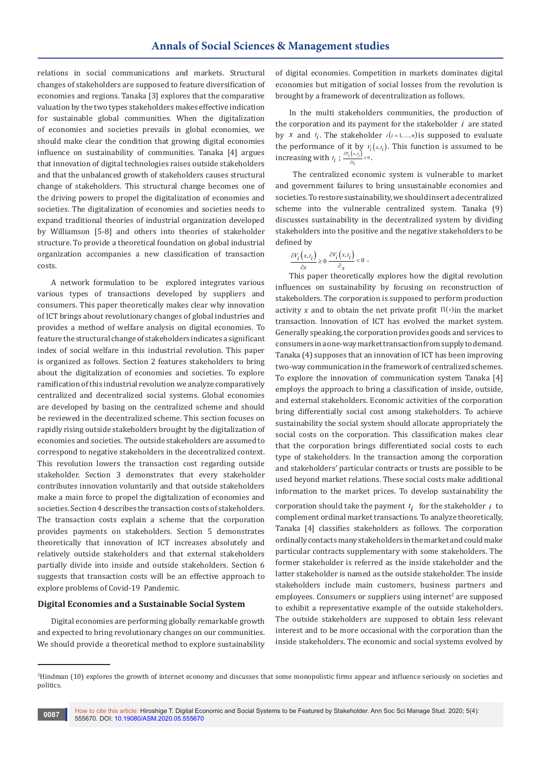relations in social communications and markets. Structural changes of stakeholders are supposed to feature diversification of economies and regions. Tanaka [3] explores that the comparative valuation by the two types stakeholders makes effective indication for sustainable global communities. When the digitalization of economies and societies prevails in global economies, we should make clear the condition that growing digital economies influence on sustainability of communities. Tanaka [4] argues that innovation of digital technologies raises outside stakeholders and that the unbalanced growth of stakeholders causes structural change of stakeholders. This structural change becomes one of the driving powers to propel the digitalization of economies and societies. The digitalization of economies and societies needs to expand traditional theories of industrial organization developed by Williamson [5-8] and others into theories of stakeholder structure. To provide a theoretical foundation on global industrial organization accompanies a new classification of transaction costs.

A network formulation to be explored integrates various various types of transactions developed by suppliers and consumers. This paper theoretically makes clear why innovation of ICT brings about revolutionary changes of global industries and provides a method of welfare analysis on digital economies. To feature the structural change of stakeholders indicates a significant index of social welfare in this industrial revolution. This paper is organized as follows. Section 2 features stakeholders to bring about the digitalization of economies and societies. To explore ramification of this industrial revolution we analyze comparatively centralized and decentralized social systems. Global economies are developed by basing on the centralized scheme and should be reviewed in the decentralized scheme. This section focuses on rapidly rising outside stakeholders brought by the digitalization of economies and societies. The outside stakeholders are assumed to correspond to negative stakeholders in the decentralized context. This revolution lowers the transaction cost regarding outside stakeholder. Section 3 demonstrates that every stakeholder contributes innovation voluntarily and that outside stakeholders make a main force to propel the digitalization of economies and societies. Section 4 describes the transaction costs of stakeholders. The transaction costs explain a scheme that the corporation provides payments on stakeholders. Section 5 demonstrates theoretically that innovation of ICT increases absolutely and relatively outside stakeholders and that external stakeholders partially divide into inside and outside stakeholders. Section 6 suggests that transaction costs will be an effective approach to explore problems of Covid-19 Pandemic.

## Digital Economies and a Sustainable Social System

Digital economies are performing globally remarkable growth and expected to bring revolutionary changes on our communities. We should provide a theoretical method to explore sustainability of digital economies. Competition in markets dominates digital economies but mitigation of social losses from the revolution is brought by a framework of decentralization as follows.

In the multi stakeholders communities, the production of the corporation and its payment for the stakeholder $i$ are stated by $x$ and $t_i$. The stakeholder $i(i=1,\ldots,n)$ is supposed to evaluate the performance of it by $V_i(x,t_i)$. This function is assumed to be increasing with $t_i$; $\frac{\partial V_i(x,t_i)}{\partial t_i} \geq 0$.

The centralized economic system is vulnerable to market and government failures to bring unsustainable economies and societies. To restore sustainability, we should insert a decentralized scheme into the vulnerable centralized system. Tanaka (9) discusses sustainability in the decentralized system by dividing stakeholders into the positive and the negative stakeholders to be defined by

$$\frac{\partial V_i(x,t_i)}{\partial x} \geq 0 \quad \frac{\partial V_i(x,t_i)}{\partial x} < 0 .$$

This paper theoretically explores how the digital revolution influences on sustainability by focusing on reconstruction of stakeholders. The corporation is supposed to perform production activity $x$ and to obtain the net private profit $\Pi(x)$ in the market transaction. Innovation of ICT has evolved the market system. Generally speaking, the corporation provides goods and services to consumers in a one-way market transaction from supply to demand. Tanaka (4) supposes that an innovation of ICT has been improving two-way communication in the framework of centralized schemes. To explore the innovation of communication system Tanaka [4] employs the approach to bring a classification of inside, outside, and external stakeholders. Economic activities of the corporation bring differentially social cost among stakeholders. To achieve sustainability the social system should allocate appropriately the social costs on the corporation. This classification makes clear that the corporation brings differentiated social costs to each type of stakeholders. In the transaction among the corporation and stakeholders' particular contracts or trusts are possible to be used beyond market relations. These social costs make additional information to the market prices. To develop sustainability the corporation should take the payment $t_i$ for the stakeholder $i$ to complement ordinal market transactions. To analyze theoretically, Tanaka [4] classifies stakeholders as follows. The corporation ordinally contacts many stakeholders in the market and could make particular contracts supplementary with some stakeholders. The former stakeholder is referred as the inside stakeholder and the latter stakeholder is named as the outside stakeholder. The inside stakeholders include main customers, business partners and employees. Consumers or suppliers using internet[2] are supposed to exhibit a representative example of the outside stakeholders. The outside stakeholders are supposed to obtain less relevant interest and to be more occasional with the corporation than the inside stakeholders. The economic and social systems evolved by

---

[2] Hindman (10) explores the growth of internet economy and discusses that some monopolistic firms appear and influence seriously on societies and politics.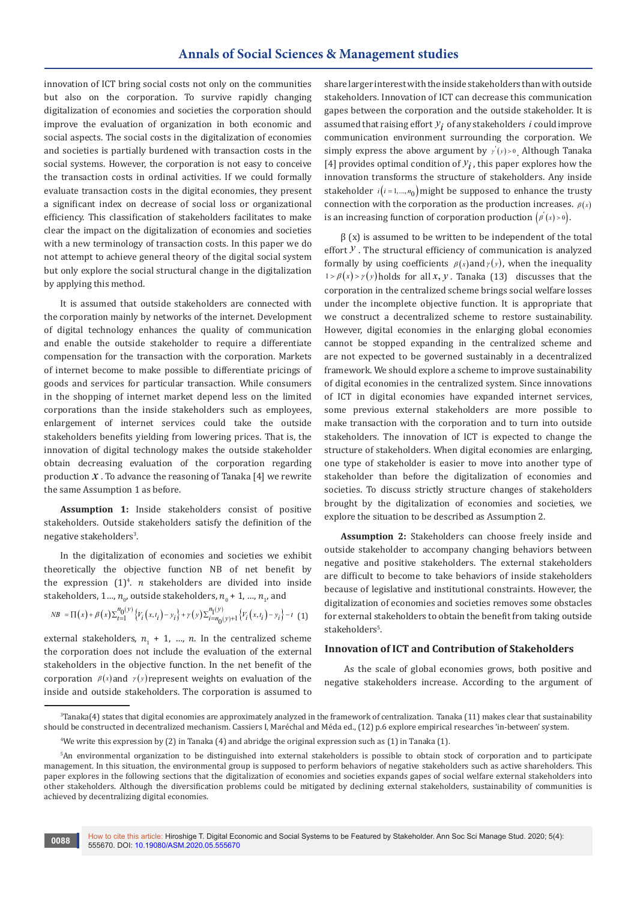innovation of ICT bring social costs not only on the communities but also on the corporation. To survive rapidly changing digitalization of economies and societies the corporation should improve the evaluation of organization in both economic and social aspects. The social costs in the digitalization of economies and societies is partially burdened with transaction costs in the social systems. However, the corporation is not easy to conceive the transaction costs in ordinal activities. If we could formally evaluate transaction costs in the digital economies, they present a significant index on decrease of social loss or organizational efficiency. This classification of stakeholders facilitates to make clear the impact on the digitalization of economies and societies with a new terminology of transaction costs. In this paper we do not attempt to achieve general theory of the digital social system but only explore the social structural change in the digitalization by applying this method.

It is assumed that outside stakeholders are connected with the corporation mainly by networks of the internet. Development of digital technology enhances the quality of communication and enable the outside stakeholder to require a differentiate compensation for the transaction with the corporation. Markets of internet become to make possible to differentiate pricings of goods and services for particular transaction. While consumers in the shopping of internet market depend less on the limited corporations than the inside stakeholders such as employees, enlargement of internet services could take the outside stakeholders benefits yielding from lowering prices. That is, the innovation of digital technology makes the outside stakeholder obtain decreasing evaluation of the corporation regarding production $x$. To advance the reasoning of Tanaka [4] we rewrite the same Assumption 1 as before.

**Assumption 1:** Inside stakeholders consist of positive stakeholders. Outside stakeholders satisfy the definition of the negative stakeholders[3].

In the digitalization of economies and societies we exhibit theoretically the objective function NB of net benefit by the expression (1)[4]. $n$ stakeholders are divided into inside stakeholders, $1 \ldots, n_0$, outside stakeholders, $n_0 + 1, \ldots, n_1$, and

$$NB = \Pi(x) + \beta(x)\sum_{i=1}^{n_0(y)}\left\{V_i\left(x,t_i\right) - y_i\right\} + \gamma(y)\sum_{i=n_0(y)+1}^{n_1(y)}\left\{V_i\left(x,t_i\right) - y_i\right\} - t \quad (1)$$

external stakeholders, $n_1 + 1, \ldots, n$. In the centralized scheme the corporation does not include the evaluation of the external stakeholders in the objective function. In the net benefit of the corporation $\beta(x)$ and $\gamma(y)$ represent weights on evaluation of the inside and outside stakeholders. The corporation is assumed to share larger interest with the inside stakeholders than with outside stakeholders. Innovation of ICT can decrease this communication gapes between the corporation and the outside stakeholder. It is assumed that raising effort $y_i$ of any stakeholders $i$ could improve communication environment surrounding the corporation. We simply express the above argument by $\gamma'(y) > 0$. Although Tanaka [4] provides optimal condition of $y_i$, this paper explores how the innovation transforms the structure of stakeholders. Any inside stakeholder $i\left(i = 1, \ldots, n_0\right)$ might be supposed to enhance the trusty connection with the corporation as the production increases. $\beta(x)$ is an increasing function of corporation production $\left(\beta'(x) > 0\right)$.

β (x) is assumed to be written to be independent of the total effort $y$. The structural efficiency of communication is analyzed formally by using coefficients $\beta(x)$ and $\gamma(y)$, when the inequality $1 > \beta(x) > \gamma(y)$ holds for all $x, y$. Tanaka (13) discusses that the corporation in the centralized scheme brings social welfare losses under the incomplete objective function. It is appropriate that we construct a decentralized scheme to restore sustainability. However, digital economies in the enlarging global economies cannot be stopped expanding in the centralized scheme and are not expected to be governed sustainably in a decentralized framework. We should explore a scheme to improve sustainability of digital economies in the centralized system. Since innovations of ICT in digital economies have expanded internet services, some previous external stakeholders are more possible to make transaction with the corporation and to turn into outside stakeholders. The innovation of ICT is expected to change the structure of stakeholders. When digital economies are enlarging, one type of stakeholder is easier to move into another type of stakeholder than before the digitalization of economies and societies. To discuss strictly structure changes of stakeholders brought by the digitalization of economies and societies, we explore the situation to be described as Assumption 2.

**Assumption 2:** Stakeholders can choose freely inside and outside stakeholder to accompany changing behaviors between negative and positive stakeholders. The external stakeholders are difficult to become to take behaviors of inside stakeholders because of legislative and institutional constraints. However, the digitalization of economies and societies removes some obstacles for external stakeholders to obtain the benefit from taking outside stakeholders[5].

## Innovation of ICT and Contribution of Stakeholders

As the scale of global economies grows, both positive and negative stakeholders increase. According to the argument of

---

[3]Tanaka(4) states that digital economies are approximately analyzed in the framework of centralization. Tanaka (11) makes clear that sustainability should be constructed in decentralized mechanism. Cassiers I, Maréchal and Méda ed., (12) p.6 explore empirical researches 'in-between' system.

[4]We write this expression by (2) in Tanaka (4) and abridge the original expression such as (1) in Tanaka (1).

[5]An environmental organization to be distinguished into external stakeholders is possible to obtain stock of corporation and to participate management. In this situation, the environmental group is supposed to perform behaviors of negative stakeholders such as active shareholders. This paper explores in the following sections that the digitalization of economies and societies expands gapes of social welfare external stakeholders into other stakeholders. Although the diversification problems could be mitigated by declining external stakeholders, sustainability of communities is achieved by decentralizing digital economies.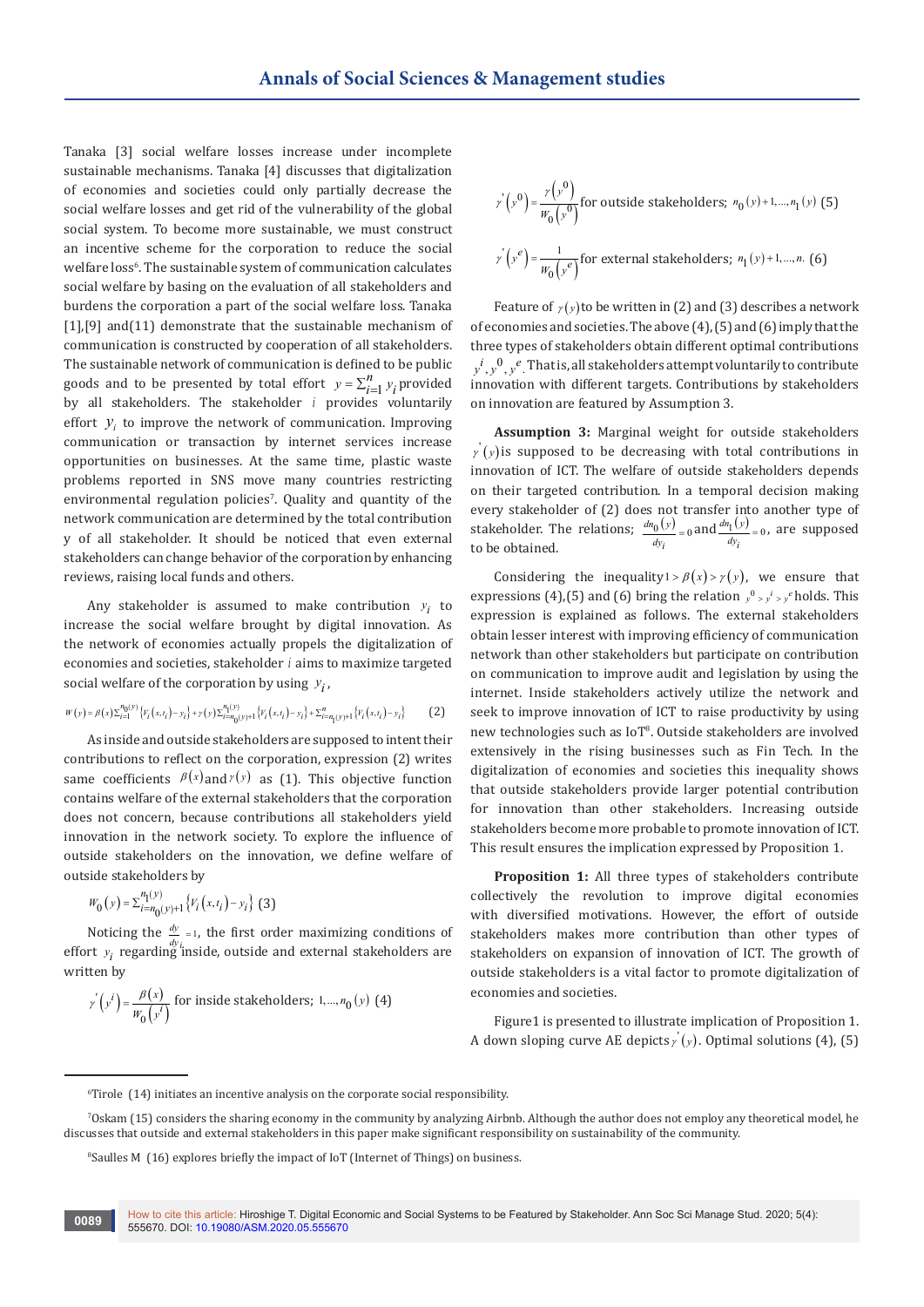Tanaka [3] social welfare losses increase under incomplete sustainable mechanisms. Tanaka [4] discusses that digitalization of economies and societies could only partially decrease the social welfare losses and get rid of the vulnerability of the global social system. To become more sustainable, we must construct an incentive scheme for the corporation to reduce the social welfare loss[6]. The sustainable system of communication calculates social welfare by basing on the evaluation of all stakeholders and burdens the corporation a part of the social welfare loss. Tanaka [1],[9] and(11) demonstrate that the sustainable mechanism of communication is constructed by cooperation of all stakeholders. The sustainable network of communication is defined to be public goods and to be presented by total effort $y = \sum_{i=1}^{n} y_i$ provided by all stakeholders. The stakeholder $i$ provides voluntarily effort $y_i$ to improve the network of communication. Improving communication or transaction by internet services increase opportunities on businesses. At the same time, plastic waste problems reported in SNS move many countries restricting environmental regulation policies[7]. Quality and quantity of the network communication are determined by the total contribution y of all stakeholder. It should be noticed that even external stakeholders can change behavior of the corporation by enhancing reviews, raising local funds and others.

Any stakeholder is assumed to make contribution $y_i$ to increase the social welfare brought by digital innovation. As the network of economies actually propels the digitalization of economies and societies, stakeholder $i$ aims to maximize targeted social welfare of the corporation by using $y_i$,

$$W(y) = \beta(x)\sum_{i=1}^{n_0(y)}\{V_i(x,t_i) - y_i\} + \gamma(y)\sum_{i=n_0(y)+1}^{n_1(y)}\{V_i(x,t_i) - y_i\} + \sum_{i=n_1(y)+1}^{n}\{V_i(x,t_i) - y_i\} \qquad (2)$$

As inside and outside stakeholders are supposed to intent their contributions to reflect on the corporation, expression (2) writes same coefficients $\beta(x)$ and $\gamma(y)$ as (1). This objective function contains welfare of the external stakeholders that the corporation does not concern, because contributions all stakeholders yield innovation in the network society. To explore the influence of outside stakeholders on the innovation, we define welfare of outside stakeholders by

$$W_0(y) = \sum_{i=n_0(y)+1}^{n_1(y)}\{V_i(t_i) - y_i\} \quad (3)$$

Noticing the $\frac{dy}{dy_i} = 1$, the first order maximizing conditions of effort $y_i$ regarding inside, outside and external stakeholders are written by

$$\gamma'\left(y^i\right) = \frac{\beta(x)}{W_0\left(y^i\right)} \text{ for inside stakeholders; } 1,\ldots,n_0(y) \quad (4)$$

$$\gamma'\left(y^0\right) = \frac{\gamma\left(y^0\right)}{W_0\left(y^0\right)} \text{ for outside stakeholders; } n_0(y)+1,\ldots,n_1(y) \quad (5)$$

$$\gamma'\left(y^e\right) = \frac{1}{W_0\left(y^e\right)} \text{ for external stakeholders; } n_1(y)+1,\ldots,n. \quad (6)$$

Feature of $\gamma(y)$ to be written in (2) and (3) describes a network of economies and societies. The above (4), (5) and (6) imply that the three types of stakeholders obtain different optimal contributions $y^i, y^0, y^e$. That is, all stakeholders attempt voluntarily to contribute innovation with different targets. Contributions by stakeholders on innovation are featured by Assumption 3.

**Assumption 3:** Marginal weight for outside stakeholders $\gamma'(y)$ is supposed to be decreasing with total contributions in innovation of ICT. The welfare of outside stakeholders depends on their targeted contribution. In a temporal decision making every stakeholder of (2) does not transfer into another type of stakeholder. The relations; $\frac{dn_0(y)}{dy_i} = 0$ and $\frac{dn_1(y)}{dy_i} = 0$, are supposed to be obtained.

Considering the inequality $1 > \beta(x) > \gamma(y)$, we ensure that expressions (4),(5) and (6) bring the relation $y^0 > y^i > y^e$ holds. This expression is explained as follows. The external stakeholders obtain lesser interest with improving efficiency of communication network than other stakeholders but participate on contribution on communication to improve audit and legislation by using the internet. Inside stakeholders actively utilize the network and seek to improve innovation of ICT to raise productivity by using new technologies such as IoT[8]. Outside stakeholders are involved extensively in the rising businesses such as Fin Tech. In the digitalization of economies and societies this inequality shows that outside stakeholders provide larger potential contribution for innovation than other stakeholders. Increasing outside stakeholders become more probable to promote innovation of ICT. This result ensures the implication expressed by Proposition 1.

**Proposition 1:** All three types of stakeholders contribute collectively the revolution to improve digital economies with diversified motivations. However, the effort of outside stakeholders makes more contribution than other types of stakeholders on expansion of innovation of ICT. The growth of outside stakeholders is a vital factor to promote digitalization of economies and societies.

Figure1 is presented to illustrate implication of Proposition 1. A down sloping curve AE depicts $\gamma'(y)$. Optimal solutions (4), (5)

---

[6]Tirole (14) initiates an incentive analysis on the corporate social responsibility.

[7]Oskam (15) considers the sharing economy in the community by analyzing Airbnb. Although the author does not employ any theoretical model, he discusses that outside and external stakeholders in this paper make significant responsibility on sustainability of the community.

[8]Saulles M (16) explores briefly the impact of IoT (Internet of Things) on business.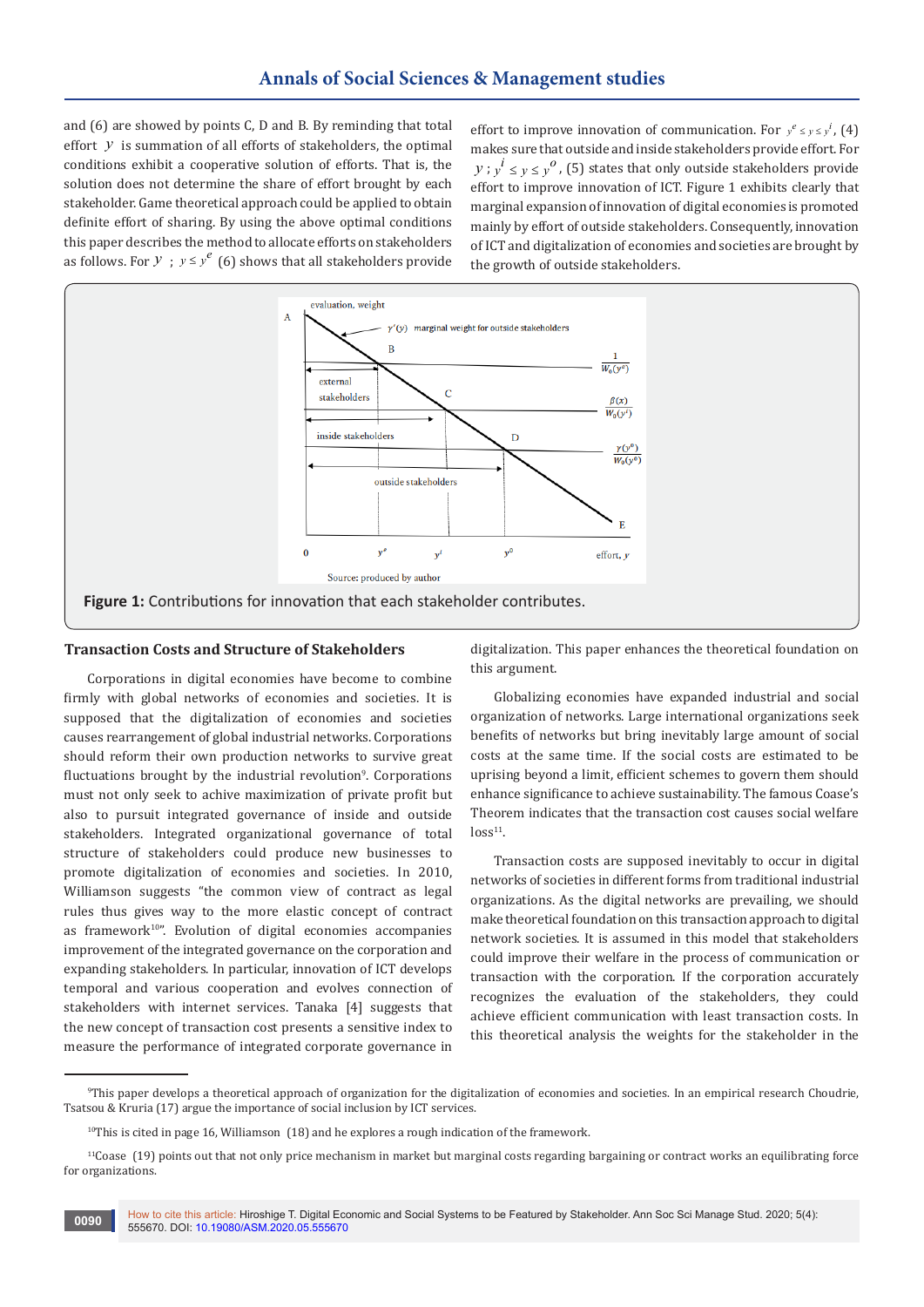and (6) are showed by points C, D and B. By reminding that total effort $y$ is summation of all efforts of stakeholders, the optimal conditions exhibit a cooperative solution of efforts. That is, the solution does not determine the share of effort brought by each stakeholder. Game theoretical approach could be applied to obtain definite effort of sharing. By using the above optimal conditions this paper describes the method to allocate efforts on stakeholders as follows. For $y$ ; $y \le y^e$ (6) shows that all stakeholders provide effort to improve innovation of communication. For $y^e \le y \le y^i$, (4) makes sure that outside and inside stakeholders provide effort. For $y$ ; $y^i \le y \le y^o$, (5) states that only outside stakeholders provide effort to improve innovation of ICT. Figure 1 exhibits clearly that marginal expansion of innovation of digital economies is promoted mainly by effort of outside stakeholders. Consequently, innovation of ICT and digitalization of economies and societies are brought by the growth of outside stakeholders.

**Figure 1:** Contributions for innovation that each stakeholder contributes.

## Transaction Costs and Structure of Stakeholders

Corporations in digital economies have become to combine firmly with global networks of economies and societies. It is supposed that the digitalization of economies and societies causes rearrangement of global industrial networks. Corporations should reform their own production networks to survive great fluctuations brought by the industrial revolution[9]. Corporations must not only seek to achive maximization of private profit but also to pursuit integrated governance of inside and outside stakeholders. Integrated organizational governance of total structure of stakeholders could produce new businesses to promote digitalization of economies and societies. In 2010, Williamson suggests "the common view of contract as legal rules thus gives way to the more elastic concept of contract as framework[10]". Evolution of digital economies accompanies improvement of the integrated governance on the corporation and expanding stakeholders. In particular, innovation of ICT develops temporal and various cooperation and evolves connection of stakeholders with internet services. Tanaka [4] suggests that the new concept of transaction cost presents a sensitive index to measure the performance of integrated corporate governance in digitalization. This paper enhances the theoretical foundation on this argument.

Globalizing economies have expanded industrial and social organization of networks. Large international organizations seek benefits of networks but bring inevitably large amount of social costs at the same time. If the social costs are estimated to be uprising beyond a limit, efficient schemes to govern them should enhance significance to achieve sustainability. The famous Coase's Theorem indicates that the transaction cost causes social welfare loss[11].

Transaction costs are supposed inevitably to occur in digital networks of societies in different forms from traditional industrial organizations. As the digital networks are prevailing, we should make theoretical foundation on this transaction approach to digital network societies. It is assumed in this model that stakeholders could improve their welfare in the process of communication or transaction with the corporation. If the corporation accurately recognizes the evaluation of the stakeholders, they could achieve efficient communication with least transaction costs. In this theoretical analysis the weights for the stakeholder in the

---

[9]This paper develops a theoretical approach of organization for the digitalization of economies and societies. In an empirical research Choudrie, Tsatsou & Kruria (17) argue the importance of social inclusion by ICT services.

[10]This is cited in page 16, Williamson (18) and he explores a rough indication of the framework.

[11]Coase (19) points out that not only price mechanism in market but marginal costs regarding bargaining or contract works an equilibrating force for organizations.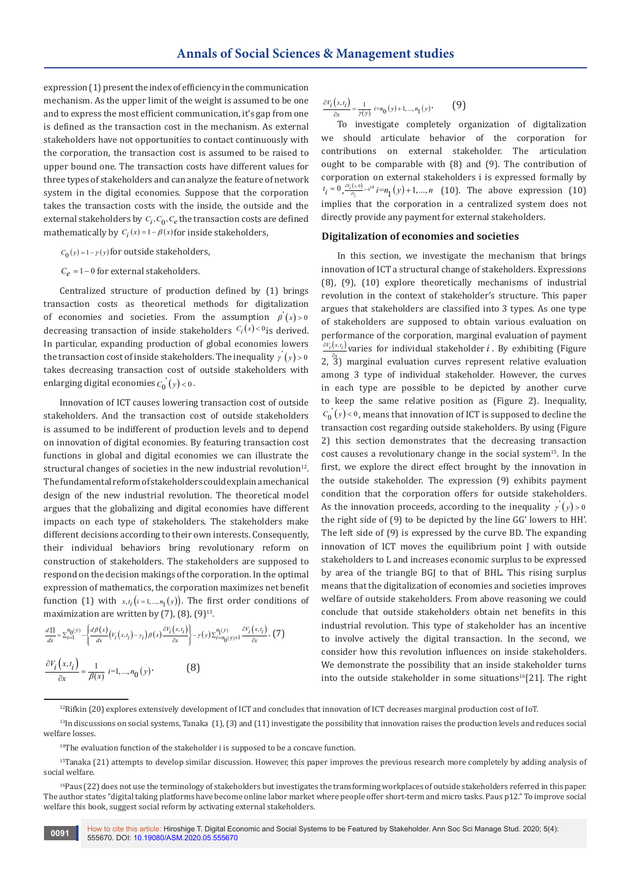expression (1) present the index of efficiency in the communication mechanism. As the upper limit of the weight is assumed to be one and to express the most efficient communication, it's gap from one is defined as the transaction cost in the mechanism. As external stakeholders have not opportunities to contact continuously with the corporation, the transaction cost is assumed to be raised to upper bound one. The transaction costs have different values for three types of stakeholders and can analyze the feature of network system in the digital economies. Suppose that the corporation takes the transaction costs with the inside, the outside and the external stakeholders by $C_i, C_0, C_e$ the transaction costs are defined mathematically by $C_i(x) = 1 - \beta(x)$ for inside stakeholders,

$C_0(y) = 1 - \gamma(y)$ for outside stakeholders,

$C_e = 1 - 0$ for external stakeholders.

Centralized structure of production defined by (1) brings transaction costs as theoretical methods for digitalization of economies and societies. From the assumption $\beta'(x) > 0$ decreasing transaction of inside stakeholders $C_i(x) < 0$ is derived. In particular, expanding production of global economies lowers the transaction cost of inside stakeholders. The inequality $\gamma'(y) > 0$ takes decreasing transaction cost of outside stakeholders with enlarging digital economies $C_0'(y) < 0$.

Innovation of ICT causes lowering transaction cost of outside stakeholders. And the transaction cost of outside stakeholders is assumed to be indifferent of production levels and to depend on innovation of digital economies. By featuring transaction cost functions in global and digital economies we can illustrate the structural changes of societies in the new industrial revolution[12]. The fundamental reform of stakeholders could explain a mechanical design of the new industrial revolution. The theoretical model argues that the globalizing and digital economies have different impacts on each type of stakeholders. The stakeholders make different decisions according to their own interests. Consequently, their individual behaviors bring revolutionary reform on construction of stakeholders. The stakeholders are supposed to respond on the decision makings of the corporation. In the optimal expression of mathematics, the corporation maximizes net benefit function (1) with $x, t_i\left(i = 1, \ldots, n_1(y)\right)$. The first order conditions of maximization are written by (7), (8), (9)[13].

$$\frac{d\Pi}{dx} = \Sigma_{i=1}^{n_0(y)} - \left\{\frac{d\beta(x)}{dx}\left(V_i\left(x, t_i\right) - y_i\right)\beta(x)\frac{\partial V_i\left(x, t_i\right)}{\partial x}\right\} - \gamma(y)\Sigma_{i=n_0(y)+1}^{n_1(y)}\frac{\partial V_i\left(x, t_i\right)}{\partial x}. \quad (7)$$

$$\frac{\partial V_i\left(x, t_i\right)}{\partial x} = \frac{1}{\beta(x)} \; i = 1, \ldots, n_0(y). \quad (8)$$

$$\frac{\partial V_i\left(x, t_i\right)}{\partial x} = \frac{1}{\gamma(y)} \; i = n_0(y) + 1, \ldots, n_1(y). \quad (9)$$

To investigate completely organization of digitalization we should articulate behavior of the corporation for contributions on external stakeholder. The articulation ought to be comparable with (8) and (9). The contribution of corporation on external stakeholders i is expressed formally by $t_i = 0, \frac{\partial V_i(x,0)}{\partial t_i} > 0$[14] $i = n_1(y) + 1, \ldots, n$ (10). The above expression (10) implies that the corporation in a centralized system does not directly provide any payment for external stakeholders.

## Digitalization of economies and societies

In this section, we investigate the mechanism that brings innovation of ICT a structural change of stakeholders. Expressions (8), (9), (10) explore theoretically mechanisms of industrial revolution in the context of stakeholder's structure. This paper argues that stakeholders are classified into 3 types. As one type of stakeholders are supposed to obtain various evaluation on performance of the corporation, marginal evaluation of payment $\frac{\partial V_i(x,t_i)}{\partial x}$ varies for individual stakeholder $i$. By exhibiting (Figure 2, 3) marginal evaluation curves represent relative evaluation among 3 type of individual stakeholder. However, the curves in each type are possible to be depicted by another curve to keep the same relative position as (Figure 2). Inequality, $C_0'(y) < 0$, means that innovation of ICT is supposed to decline the transaction cost regarding outside stakeholders. By using (Figure 2) this section demonstrates that the decreasing transaction cost causes a revolutionary change in the social system[15]. In the first, we explore the direct effect brought by the innovation in the outside stakeholder. The expression (9) exhibits payment condition that the corporation offers for outside stakeholders. As the innovation proceeds, according to the inequality $\gamma'(y) > 0$ the right side of (9) to be depicted by the line GG' lowers to HH'. The left side of (9) is expressed by the curve BD. The expanding innovation of ICT moves the equilibrium point J with outside stakeholders to L and increases economic surplus to be expressed by area of the triangle BGJ to that of BHL. This rising surplus means that the digitalization of economies and societies improves welfare of outside stakeholders. From above reasoning we could conclude that outside stakeholders obtain net benefits in this industrial revolution. This type of stakeholder has an incentive to involve actively the digital transaction. In the second, we consider how this revolution influences on inside stakeholders. We demonstrate the possibility that an inside stakeholder turns into the outside stakeholder in some situations[16][21]. The right

---

[12] Rifkin (20) explores extensively development of ICT and concludes that innovation of ICT decreases marginal production cost of IoT.

[13] In discussions on social systems, Tanaka (1), (3) and (11) investigate the possibility that innovation raises the production levels and reduces social welfare losses.

[14] The evaluation function of the stakeholder i is supposed to be a concave function.

[15] Tanaka (21) attempts to develop similar discussion. However, this paper improves the previous research more completely by adding analysis of social welfare.

[16] Paus (22) does not use the terminology of stakeholders but investigates the transforming workplaces of outside stakeholders referred in this paper. The author states "digital taking platforms have become online labor market where people offer short-term and micro tasks. Paus p12." To improve social welfare this book, suggest social reform by activating external stakeholders.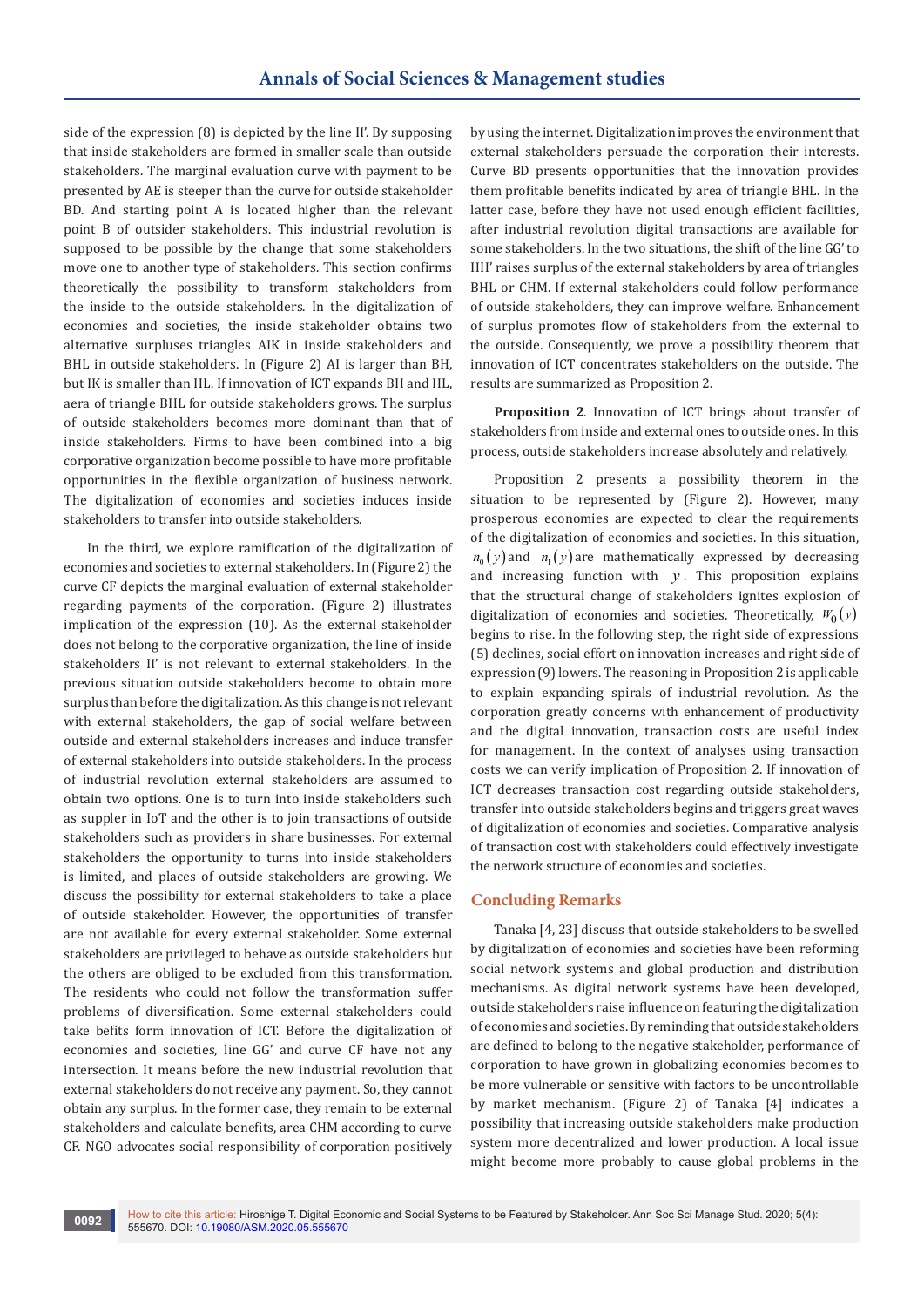side of the expression (8) is depicted by the line II'. By supposing that inside stakeholders are formed in smaller scale than outside stakeholders. The marginal evaluation curve with payment to be presented by AE is steeper than the curve for outside stakeholder BD. And starting point A is located higher than the relevant point B of outsider stakeholders. This industrial revolution is supposed to be possible by the change that some stakeholders move one to another type of stakeholders. This section confirms theoretically the possibility to transform stakeholders from the inside to the outside stakeholders. In the digitalization of economies and societies, the inside stakeholder obtains two alternative surpluses triangles AIK in inside stakeholders and BHL in outside stakeholders. In (Figure 2) AI is larger than BH, but IK is smaller than HL. If innovation of ICT expands BH and HL, aera of triangle BHL for outside stakeholders grows. The surplus of outside stakeholders becomes more dominant than that of inside stakeholders. Firms to have been combined into a big corporative organization become possible to have more profitable opportunities in the flexible organization of business network. The digitalization of economies and societies induces inside stakeholders to transfer into outside stakeholders.

In the third, we explore ramification of the digitalization of economies and societies to external stakeholders. In (Figure 2) the curve CF depicts the marginal evaluation of external stakeholder regarding payments of the corporation. (Figure 2) illustrates implication of the expression (10). As the external stakeholder does not belong to the corporative organization, the line of inside stakeholders II' is not relevant to external stakeholders. In the previous situation outside stakeholders become to obtain more surplus than before the digitalization. As this change is not relevant with external stakeholders, the gap of social welfare between outside and external stakeholders increases and induce transfer of external stakeholders into outside stakeholders. In the process of industrial revolution external stakeholders are assumed to obtain two options. One is to turn into inside stakeholders such as suppler in IoT and the other is to join transactions of outside stakeholders such as providers in share businesses. For external stakeholders the opportunity to turns into inside stakeholders is limited, and places of outside stakeholders are growing. We discuss the possibility for external stakeholders to take a place of outside stakeholder. However, the opportunities of transfer are not available for every external stakeholder. Some external stakeholders are privileged to behave as outside stakeholders but the others are obliged to be excluded from this transformation. The residents who could not follow the transformation suffer problems of diversification. Some external stakeholders could take befits form innovation of ICT. Before the digitalization of economies and societies, line GG' and curve CF have not any intersection. It means before the new industrial revolution that external stakeholders do not receive any payment. So, they cannot obtain any surplus. In the former case, they remain to be external stakeholders and calculate benefits, area CHM according to curve CF. NGO advocates social responsibility of corporation positively by using the internet. Digitalization improves the environment that external stakeholders persuade the corporation their interests. Curve BD presents opportunities that the innovation provides them profitable benefits indicated by area of triangle BHL. In the latter case, before they have not used enough efficient facilities, after industrial revolution digital transactions are available for some stakeholders. In the two situations, the shift of the line GG' to HH' raises surplus of the external stakeholders by area of triangles BHL or CHM. If external stakeholders could follow performance of outside stakeholders, they can improve welfare. Enhancement of surplus promotes flow of stakeholders from the external to the outside. Consequently, we prove a possibility theorem that innovation of ICT concentrates stakeholders on the outside. The results are summarized as Proposition 2.

**Proposition 2**. Innovation of ICT brings about transfer of stakeholders from inside and external ones to outside ones. In this process, outside stakeholders increase absolutely and relatively.

Proposition 2 presents a possibility theorem in the situation to be represented by (Figure 2). However, many prosperous economies are expected to clear the requirements of the digitalization of economies and societies. In this situation, $n_0(y)$ and $n_1(y)$ are mathematically expressed by decreasing and increasing function with $y$. This proposition explains that the structural change of stakeholders ignites explosion of digitalization of economies and societies. Theoretically, $W_0(y)$ begins to rise. In the following step, the right side of expressions (5) declines, social effort on innovation increases and right side of expression (9) lowers. The reasoning in Proposition 2 is applicable to explain expanding spirals of industrial revolution. As the corporation greatly concerns with enhancement of productivity and the digital innovation, transaction costs are useful index for management. In the context of analyses using transaction costs we can verify implication of Proposition 2. If innovation of ICT decreases transaction cost regarding outside stakeholders, transfer into outside stakeholders begins and triggers great waves of digitalization of economies and societies. Comparative analysis of transaction cost with stakeholders could effectively investigate the network structure of economies and societies.

## Concluding Remarks

Tanaka [4, 23] discuss that outside stakeholders to be swelled by digitalization of economies and societies have been reforming social network systems and global production and distribution mechanisms. As digital network systems have been developed, outside stakeholders raise influence on featuring the digitalization of economies and societies. By reminding that outside stakeholders are defined to belong to the negative stakeholder, performance of corporation to have grown in globalizing economies becomes to be more vulnerable or sensitive with factors to be uncontrollable by market mechanism. (Figure 2) of Tanaka [4] indicates a possibility that increasing outside stakeholders make production system more decentralized and lower production. A local issue might become more probably to cause global problems in the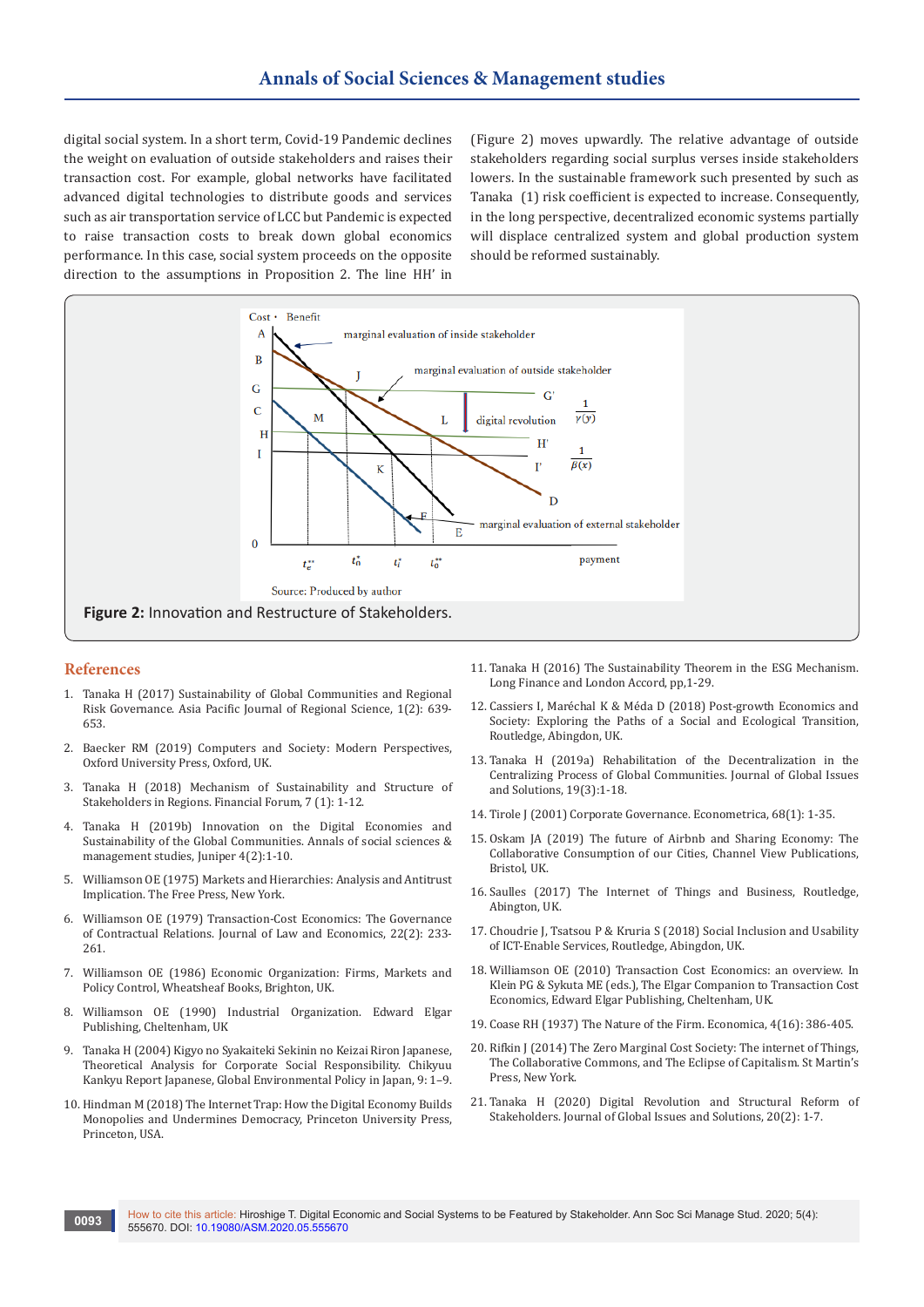digital social system. In a short term, Covid-19 Pandemic declines the weight on evaluation of outside stakeholders and raises their transaction cost. For example, global networks have facilitated advanced digital technologies to distribute goods and services such as air transportation service of LCC but Pandemic is expected to raise transaction costs to break down global economics performance. In this case, social system proceeds on the opposite direction to the assumptions in Proposition 2. The line HH' in (Figure 2) moves upwardly. The relative advantage of outside stakeholders regarding social surplus verses inside stakeholders lowers. In the sustainable framework such presented by such as Tanaka (1) risk coefficient is expected to increase. Consequently, in the long perspective, decentralized economic systems partially will displace centralized system and global production system should be reformed sustainably.

**Figure 2:** Innovation and Restructure of Stakeholders.

## References

1. Tanaka H (2017) Sustainability of Global Communities and Regional Risk Governance. Asia Pacific Journal of Regional Science, 1(2): 639-653.
2. Baecker RM (2019) Computers and Society: Modern Perspectives, Oxford University Press, Oxford, UK.
3. Tanaka H (2018) Mechanism of Sustainability and Structure of Stakeholders in Regions. Financial Forum, 7 (1): 1-12.
4. Tanaka H (2019b) Innovation on the Digital Economies and Sustainability of the Global Communities. Annals of social sciences & management studies, Juniper 4(2):1-10.
5. Williamson OE (1975) Markets and Hierarchies: Analysis and Antitrust Implication. The Free Press, New York.
6. Williamson OE (1979) Transaction-Cost Economics: The Governance of Contractual Relations. Journal of Law and Economics, 22(2): 233-261.
7. Williamson OE (1986) Economic Organization: Firms, Markets and Policy Control, Wheatsheaf Books, Brighton, UK.
8. Williamson OE (1990) Industrial Organization. Edward Elgar Publishing, Cheltenham, UK
9. Tanaka H (2004) Kigyo no Syakaiteki Sekinin no Keizai Riron Japanese, Theoretical Analysis for Corporate Social Responsibility. Chikyuu Kankyu Report Japanese, Global Environmental Policy in Japan, 9: 1–9.
10. Hindman M (2018) The Internet Trap: How the Digital Economy Builds Monopolies and Undermines Democracy, Princeton University Press, Princeton, USA.
11. Tanaka H (2016) The Sustainability Theorem in the ESG Mechanism. Long Finance and London Accord, pp,1-29.
12. Cassiers I, Maréchal K & Méda D (2018) Post-growth Economics and Society: Exploring the Paths of a Social and Ecological Transition, Routledge, Abingdon, UK.
13. Tanaka H (2019a) Rehabilitation of the Decentralization in the Centralizing Process of Global Communities. Journal of Global Issues and Solutions, 19(3):1-18.
14. Tirole J (2001) Corporate Governance. Econometrica, 68(1): 1-35.
15. Oskam JA (2019) The future of Airbnb and Sharing Economy: The Collaborative Consumption of our Cities, Channel View Publications, Bristol, UK.
16. Saulles (2017) The Internet of Things and Business, Routledge, Abington, UK.
17. Choudrie J, Tsatsou P & Kruria S (2018) Social Inclusion and Usability of ICT-Enable Services, Routledge, Abingdon, UK.
18. Williamson OE (2010) Transaction Cost Economics: an overview. In Klein PG & Sykuta ME (eds.), The Elgar Companion to Transaction Cost Economics, Edward Elgar Publishing, Cheltenham, UK.
19. Coase RH (1937) The Nature of the Firm. Economica, 4(16): 386-405.
20. Rifkin J (2014) The Zero Marginal Cost Society: The internet of Things, The Collaborative Commons, and The Eclipse of Capitalism. St Martin's Press, New York.
21. Tanaka H (2020) Digital Revolution and Structural Reform of Stakeholders. Journal of Global Issues and Solutions, 20(2): 1-7.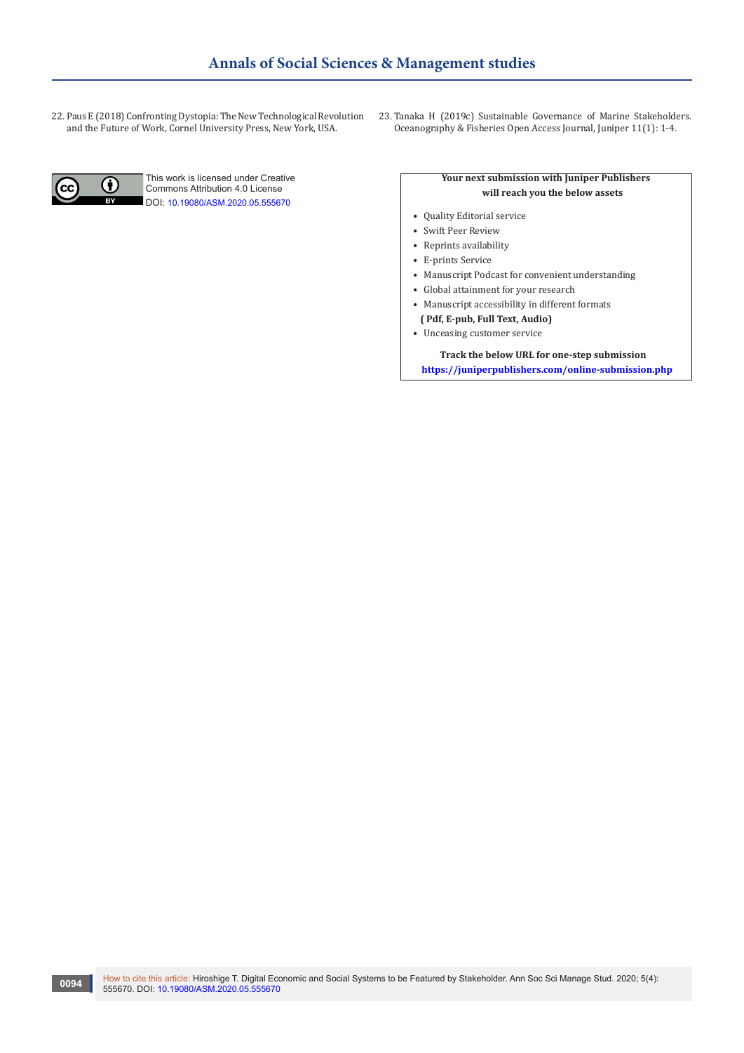22. Paus E (2018) Confronting Dystopia: The New Technological Revolution and the Future of Work, Cornel University Press, New York, USA.

23. Tanaka H (2019c) Sustainable Governance of Marine Stakeholders. Oceanography & Fisheries Open Access Journal, Juniper 11(1): 1-4.

This work is licensed under Creative Commons Attribution 4.0 License
DOI: 10.19080/ASM.2020.05.555670

**Your next submission with Juniper Publishers will reach you the below assets**

- Quality Editorial service
- Swift Peer Review
- Reprints availability
- E-prints Service
- Manuscript Podcast for convenient understanding
- Global attainment for your research
- Manuscript accessibility in different formats
  **( Pdf, E-pub, Full Text, Audio)**
- Unceasing customer service

**Track the below URL for one-step submission**
**https://juniperpublishers.com/online-submission.php**

How to cite this article: Hiroshige T. Digital Economic and Social Systems to be Featured by Stakeholder. Ann Soc Sci Manage Stud. 2020; 5(4): 555670. DOI: 10.19080/ASM.2020.05.555670